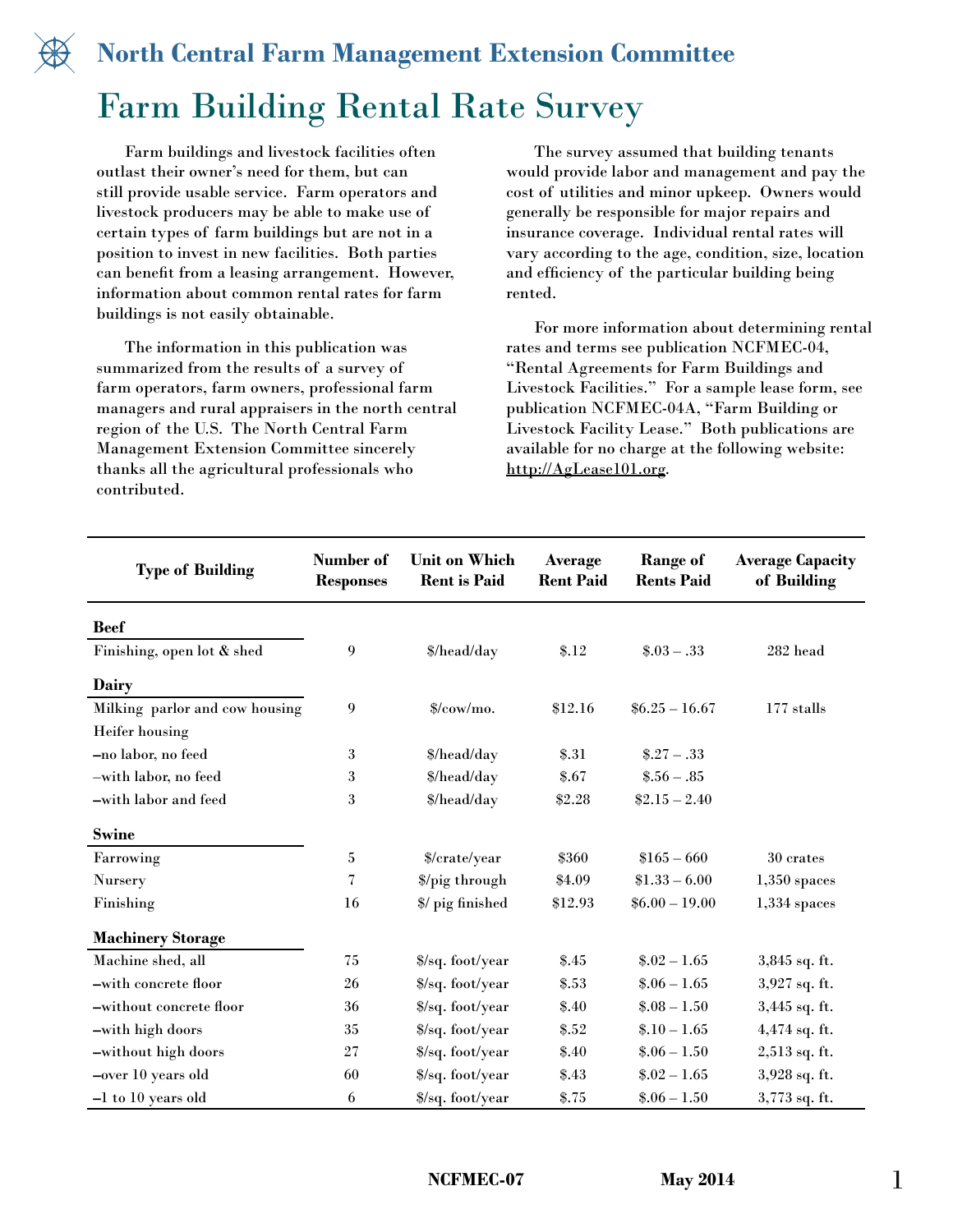North Central Farm Management Extension Committee

# Farm Building Rental Rate Survey

Farm buildings and livestock facilities often outlast their owner's need for them, but can still provide usable service. Farm operators and livestock producers may be able to make use of certain types of farm buildings but are not in a position to invest in new facilities. Both parties can benefit from a leasing arrangement. However, information about common rental rates for farm buildings is not easily obtainable.

The information in this publication was summarized from the results of a survey of farm operators, farm owners, professional farm managers and rural appraisers in the north central region of the U.S. The North Central Farm Management Extension Committee sincerely thanks all the agricultural professionals who contributed.

The survey assumed that building tenants would provide labor and management and pay the cost of utilities and minor upkeep. Owners would generally be responsible for major repairs and insurance coverage. Individual rental rates will vary according to the age, condition, size, location and efficiency of the particular building being rented.

For more information about determining rental rates and terms see publication NCFMEC-04, "Rental Agreements for Farm Buildings and Livestock Facilities." For a sample lease form, see publication NCFMEC-04A, "Farm Building or Livestock Facility Lease." Both publications are available for no charge at the following website: http://AgLease101.org.

| Type of Building | Number of Responses | Unit on Which Rent is Paid | Average Rent Paid | Range of Rents Paid | Average Capacity of Building |
|---|---|---|---|---|---|
| **Beef** | | | | | |
| Finishing, open lot & shed | 9 | $/head/day | $.12 | $.03 – .33 | 282 head |
| **Dairy** | | | | | |
| Milking parlor and cow housing | 9 | $/cow/mo. | $12.16 | $6.25 – 16.67 | 177 stalls |
| Heifer housing | | | | | |
| –no labor, no feed | 3 | $/head/day | $.31 | $.27 – .33 | |
| –with labor, no feed | 3 | $/head/day | $.67 | $.56 – .85 | |
| –with labor and feed | 3 | $/head/day | $2.28 | $2.15 – 2.40 | |
| **Swine** | | | | | |
| Farrowing | 5 | $/crate/year | $360 | $165 – 660 | 30 crates |
| Nursery | 7 | $/pig through | $4.09 | $1.33 – 6.00 | 1,350 spaces |
| Finishing | 16 | $/ pig finished | $12.93 | $6.00 – 19.00 | 1,334 spaces |
| **Machinery Storage** | | | | | |
| Machine shed, all | 75 | $/sq. foot/year | $.45 | $.02 – 1.65 | 3,845 sq. ft. |
| –with concrete floor | 26 | $/sq. foot/year | $.53 | $.06 – 1.65 | 3,927 sq. ft. |
| –without concrete floor | 36 | $/sq. foot/year | $.40 | $.08 – 1.50 | 3,445 sq. ft. |
| –with high doors | 35 | $/sq. foot/year | $.52 | $.10 – 1.65 | 4,474 sq. ft. |
| –without high doors | 27 | $/sq. foot/year | $.40 | $.06 – 1.50 | 2,513 sq. ft. |
| –over 10 years old | 60 | $/sq. foot/year | $.43 | $.02 – 1.65 | 3,928 sq. ft. |
| –1 to 10 years old | 6 | $/sq. foot/year | $.75 | $.06 – 1.50 | 3,773 sq. ft. |

NCFMEC-07 May 2014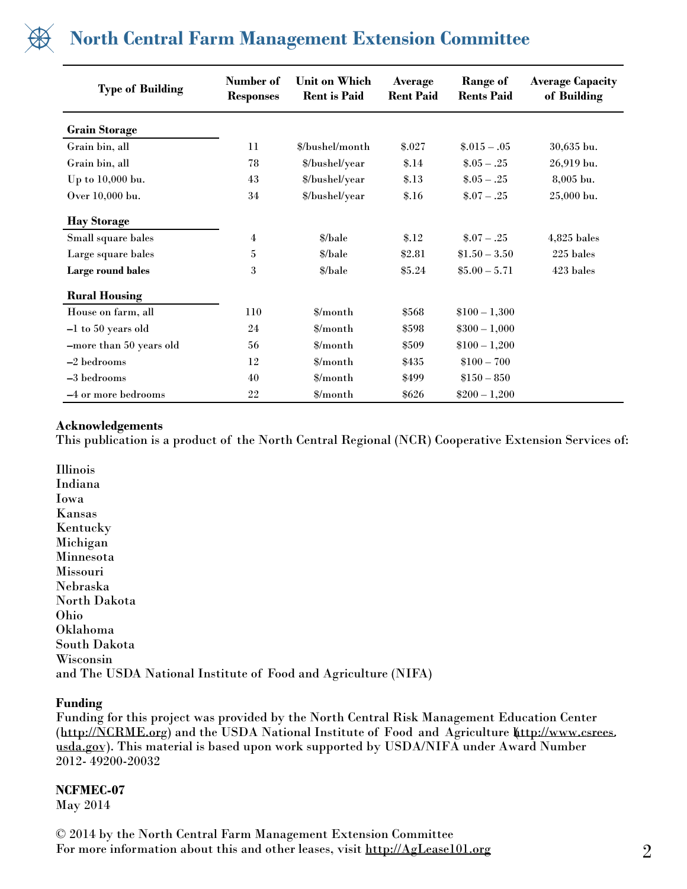# North Central Farm Management Extension Committee

| Type of Building | Number of Responses | Unit on Which Rent is Paid | Average Rent Paid | Range of Rents Paid | Average Capacity of Building |
|---|---|---|---|---|---|
| **Grain Storage** | | | | | |
| Grain bin, all | 11 | $/bushel/month | $.027 | $.015 – .05 | 30,635 bu. |
| Grain bin, all | 78 | $/bushel/year | $.14 | $.05 – .25 | 26,919 bu. |
| Up to 10,000 bu. | 43 | $/bushel/year | $.13 | $.05 – .25 | 8,005 bu. |
| Over 10,000 bu. | 34 | $/bushel/year | $.16 | $.07 – .25 | 25,000 bu. |
| **Hay Storage** | | | | | |
| Small square bales | 4 | $/bale | $.12 | $.07 – .25 | 4,825 bales |
| Large square bales | 5 | $/bale | $2.81 | $1.50 – 3.50 | 225 bales |
| **Large round bales** | 3 | $/bale | $5.24 | $5.00 – 5.71 | 423 bales |
| **Rural Housing** | | | | | |
| House on farm, all | 110 | $/month | $568 | $100 – 1,300 | |
| –1 to 50 years old | 24 | $/month | $598 | $300 – 1,000 | |
| –more than 50 years old | 56 | $/month | $509 | $100 – 1,200 | |
| –2 bedrooms | 12 | $/month | $435 | $100 – 700 | |
| –3 bedrooms | 40 | $/month | $499 | $150 – 850 | |
| –4 or more bedrooms | 22 | $/month | $626 | $200 – 1,200 | |

**Acknowledgements**
This publication is a product of the North Central Regional (NCR) Cooperative Extension Services of:

Illinois
Indiana
Iowa
Kansas
Kentucky
Michigan
Minnesota
Missouri
Nebraska
North Dakota
Ohio
Oklahoma
South Dakota
Wisconsin
and The USDA National Institute of Food and Agriculture (NIFA)

**Funding**
Funding for this project was provided by the North Central Risk Management Education Center (http://NCRME.org) and the USDA National Institute of Food and Agriculture (http://www.csrees.usda.gov). This material is based upon work supported by USDA/NIFA under Award Number 2012- 49200-20032

**NCFMEC-07**
May 2014

© 2014 by the North Central Farm Management Extension Committee
For more information about this and other leases, visit http://AgLease101.org